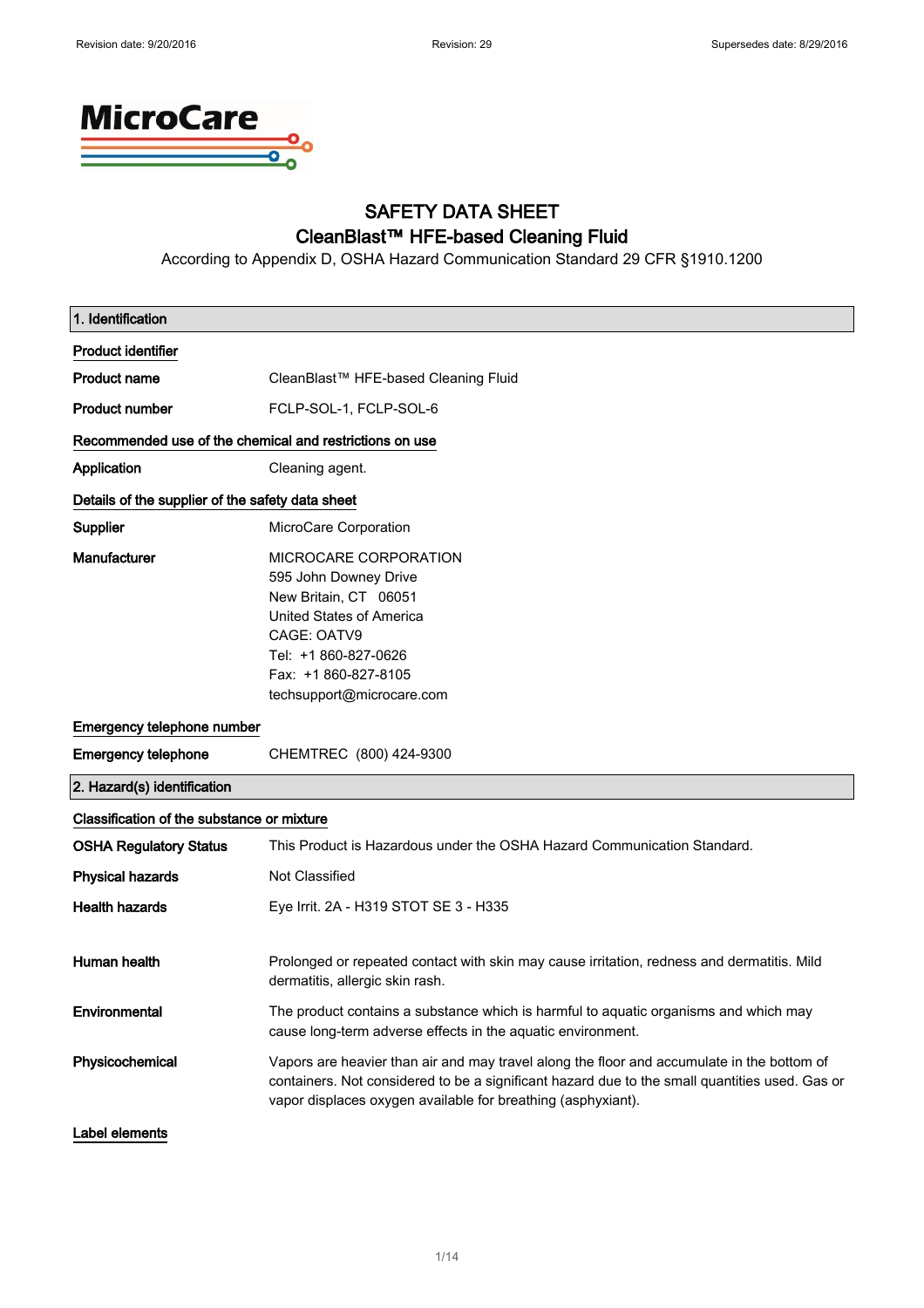# SAFETY DATA SHEET
## CleanBlast™ HFE-based Cleaning Fluid

According to Appendix D, OSHA Hazard Communication Standard 29 CFR §1910.1200

### 1. Identification

**Product identifier**

| | |
|---|---|
| **Product name** | CleanBlast™ HFE-based Cleaning Fluid |
| **Product number** | FCLP-SOL-1, FCLP-SOL-6 |

**Recommended use of the chemical and restrictions on use**

| | |
|---|---|
| **Application** | Cleaning agent. |

**Details of the supplier of the safety data sheet**

| | |
|---|---|
| **Supplier** | MicroCare Corporation |
| **Manufacturer** | MICROCARE CORPORATION<br>595 John Downey Drive<br>New Britain, CT 06051<br>United States of America<br>CAGE: OATV9<br>Tel: +1 860-827-0626<br>Fax: +1 860-827-8105<br>techsupport@microcare.com |

**Emergency telephone number**

| | |
|---|---|
| **Emergency telephone** | CHEMTREC (800) 424-9300 |

### 2. Hazard(s) identification

**Classification of the substance or mixture**

| | |
|---|---|
| **OSHA Regulatory Status** | This Product is Hazardous under the OSHA Hazard Communication Standard. |
| **Physical hazards** | Not Classified |
| **Health hazards** | Eye Irrit. 2A - H319 STOT SE 3 - H335 |
| **Human health** | Prolonged or repeated contact with skin may cause irritation, redness and dermatitis. Mild dermatitis, allergic skin rash. |
| **Environmental** | The product contains a substance which is harmful to aquatic organisms and which may cause long-term adverse effects in the aquatic environment. |
| **Physicochemical** | Vapors are heavier than air and may travel along the floor and accumulate in the bottom of containers. Not considered to be a significant hazard due to the small quantities used. Gas or vapor displaces oxygen available for breathing (asphyxiant). |

**Label elements**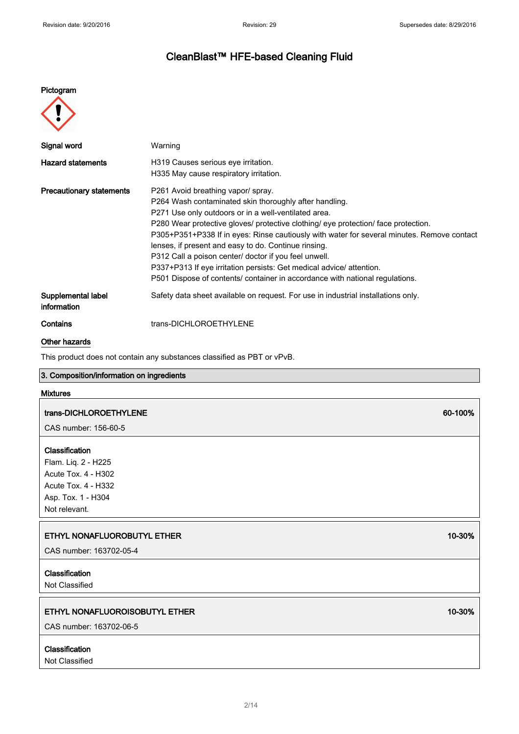# CleanBlast™ HFE-based Cleaning Fluid

**Pictogram**

| | |
|---|---|
| **Signal word** | Warning |
| **Hazard statements** | H319 Causes serious eye irritation.<br>H335 May cause respiratory irritation. |
| **Precautionary statements** | P261 Avoid breathing vapor/ spray.<br>P264 Wash contaminated skin thoroughly after handling.<br>P271 Use only outdoors or in a well-ventilated area.<br>P280 Wear protective gloves/ protective clothing/ eye protection/ face protection.<br>P305+P351+P338 If in eyes: Rinse cautiously with water for several minutes. Remove contact lenses, if present and easy to do. Continue rinsing.<br>P312 Call a poison center/ doctor if you feel unwell.<br>P337+P313 If eye irritation persists: Get medical advice/ attention.<br>P501 Dispose of contents/ container in accordance with national regulations. |
| **Supplemental label information** | Safety data sheet available on request. For use in industrial installations only. |
| **Contains** | trans-DICHLOROETHYLENE |

**Other hazards**

This product does not contain any substances classified as PBT or vPvB.

## 3. Composition/information on ingredients

**Mixtures**

**trans-DICHLOROETHYLENE** — **60-100%**

CAS number: 156-60-5

**Classification**
Flam. Liq. 2 - H225
Acute Tox. 4 - H302
Acute Tox. 4 - H332
Asp. Tox. 1 - H304
Not relevant.

**ETHYL NONAFLUOROBUTYL ETHER** — **10-30%**

CAS number: 163702-05-4

**Classification**
Not Classified

**ETHYL NONAFLUOROISOBUTYL ETHER** — **10-30%**

CAS number: 163702-06-5

**Classification**
Not Classified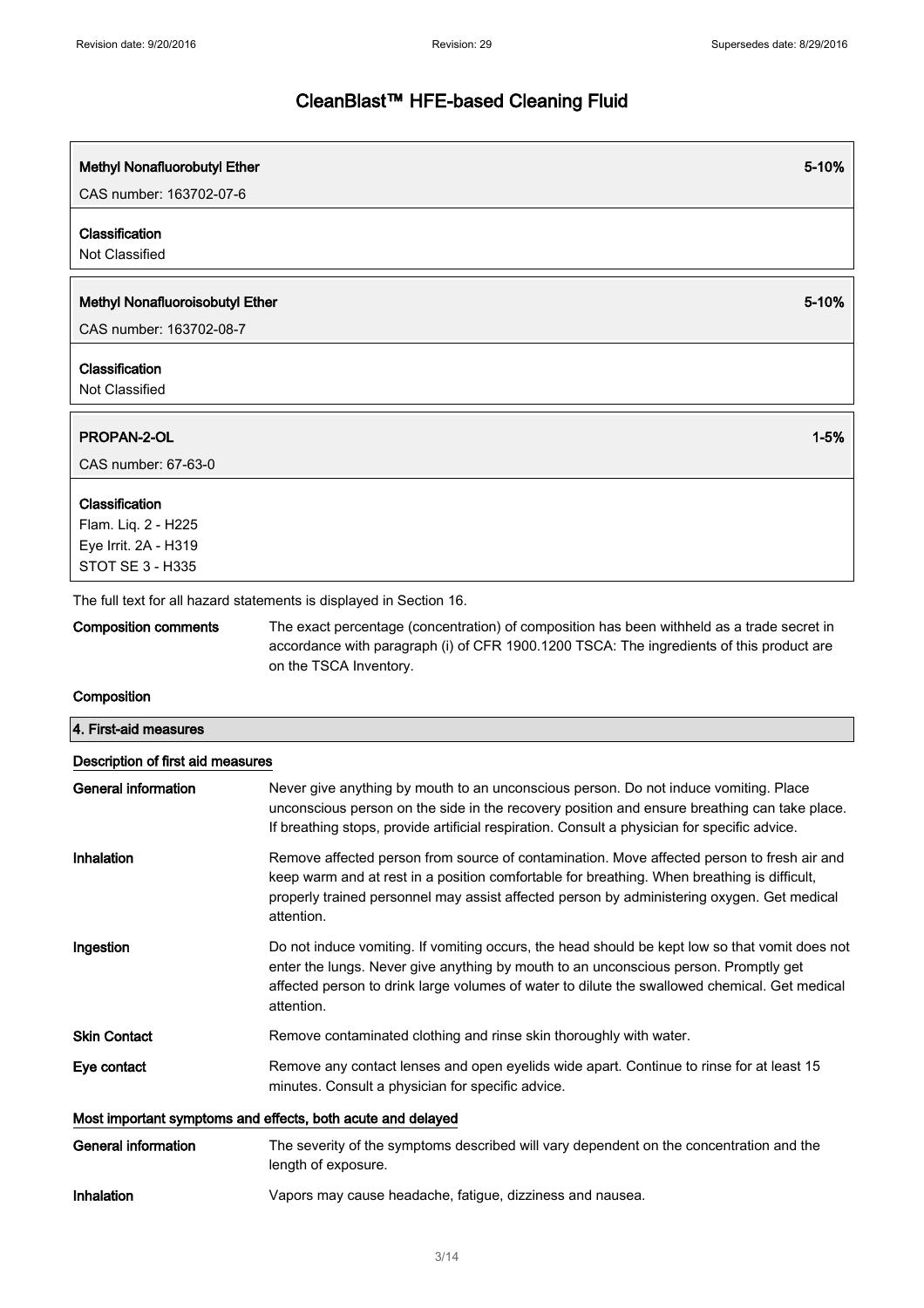| Methyl Nonafluorobutyl Ether | 5-10% |
|---|---|
| CAS number: 163702-07-6 | |
| **Classification** | |
| Not Classified | |

| Methyl Nonafluoroisobutyl Ether | 5-10% |
|---|---|
| CAS number: 163702-08-7 | |
| **Classification** | |
| Not Classified | |

| PROPAN-2-OL | 1-5% |
|---|---|
| CAS number: 67-63-0 | |
| **Classification** | |
| Flam. Liq. 2 - H225<br>Eye Irrit. 2A - H319<br>STOT SE 3 - H335 | |

The full text for all hazard statements is displayed in Section 16.

**Composition comments** The exact percentage (concentration) of composition has been withheld as a trade secret in accordance with paragraph (i) of CFR 1900.1200 TSCA: The ingredients of this product are on the TSCA Inventory.

**Composition**

## 4. First-aid measures

### Description of first aid measures

**General information** Never give anything by mouth to an unconscious person. Do not induce vomiting. Place unconscious person on the side in the recovery position and ensure breathing can take place. If breathing stops, provide artificial respiration. Consult a physician for specific advice.

**Inhalation** Remove affected person from source of contamination. Move affected person to fresh air and keep warm and at rest in a position comfortable for breathing. When breathing is difficult, properly trained personnel may assist affected person by administering oxygen. Get medical attention.

**Ingestion** Do not induce vomiting. If vomiting occurs, the head should be kept low so that vomit does not enter the lungs. Never give anything by mouth to an unconscious person. Promptly get affected person to drink large volumes of water to dilute the swallowed chemical. Get medical attention.

**Skin Contact** Remove contaminated clothing and rinse skin thoroughly with water.

**Eye contact** Remove any contact lenses and open eyelids wide apart. Continue to rinse for at least 15 minutes. Consult a physician for specific advice.

### Most important symptoms and effects, both acute and delayed

**General information** The severity of the symptoms described will vary dependent on the concentration and the length of exposure.

**Inhalation** Vapors may cause headache, fatigue, dizziness and nausea.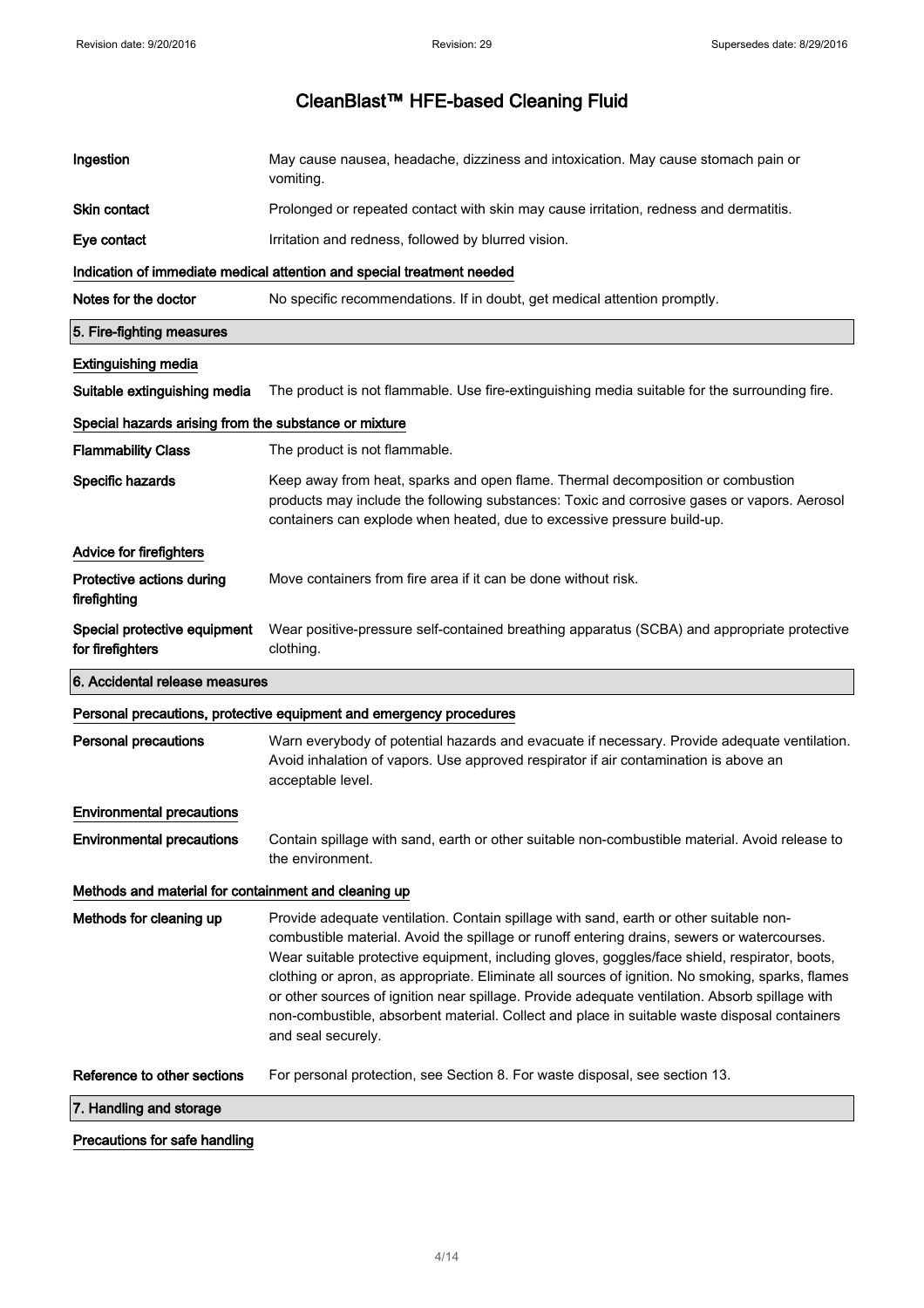| | |
|---|---|
| **Ingestion** | May cause nausea, headache, dizziness and intoxication. May cause stomach pain or vomiting. |
| **Skin contact** | Prolonged or repeated contact with skin may cause irritation, redness and dermatitis. |
| **Eye contact** | Irritation and redness, followed by blurred vision. |

**Indication of immediate medical attention and special treatment needed**

| | |
|---|---|
| **Notes for the doctor** | No specific recommendations. If in doubt, get medical attention promptly. |

## 5. Fire-fighting measures

**Extinguishing media**

| | |
|---|---|
| **Suitable extinguishing media** | The product is not flammable. Use fire-extinguishing media suitable for the surrounding fire. |

**Special hazards arising from the substance or mixture**

| | |
|---|---|
| **Flammability Class** | The product is not flammable. |
| **Specific hazards** | Keep away from heat, sparks and open flame. Thermal decomposition or combustion products may include the following substances: Toxic and corrosive gases or vapors. Aerosol containers can explode when heated, due to excessive pressure build-up. |

**Advice for firefighters**

| | |
|---|---|
| **Protective actions during firefighting** | Move containers from fire area if it can be done without risk. |
| **Special protective equipment for firefighters** | Wear positive-pressure self-contained breathing apparatus (SCBA) and appropriate protective clothing. |

## 6. Accidental release measures

**Personal precautions, protective equipment and emergency procedures**

| | |
|---|---|
| **Personal precautions** | Warn everybody of potential hazards and evacuate if necessary. Provide adequate ventilation. Avoid inhalation of vapors. Use approved respirator if air contamination is above an acceptable level. |

**Environmental precautions**

| | |
|---|---|
| **Environmental precautions** | Contain spillage with sand, earth or other suitable non-combustible material. Avoid release to the environment. |

**Methods and material for containment and cleaning up**

| | |
|---|---|
| **Methods for cleaning up** | Provide adequate ventilation. Contain spillage with sand, earth or other suitable non-combustible material. Avoid the spillage or runoff entering drains, sewers or watercourses. Wear suitable protective equipment, including gloves, goggles/face shield, respirator, boots, clothing or apron, as appropriate. Eliminate all sources of ignition. No smoking, sparks, flames or other sources of ignition near spillage. Provide adequate ventilation. Absorb spillage with non-combustible, absorbent material. Collect and place in suitable waste disposal containers and seal securely. |
| **Reference to other sections** | For personal protection, see Section 8. For waste disposal, see section 13. |

## 7. Handling and storage

**Precautions for safe handling**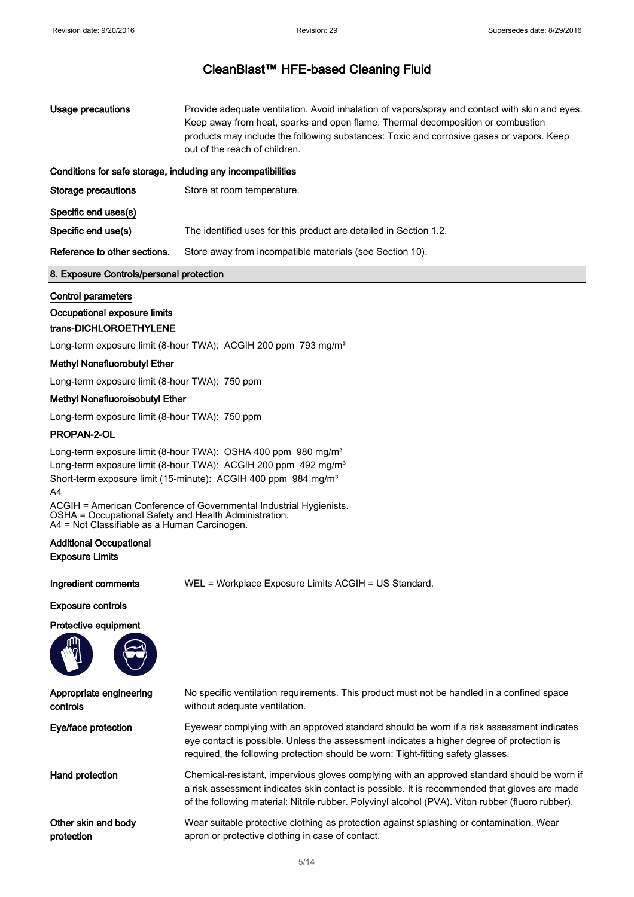# CleanBlast™ HFE-based Cleaning Fluid

| | |
|---|---|
| **Usage precautions** | Provide adequate ventilation. Avoid inhalation of vapors/spray and contact with skin and eyes. Keep away from heat, sparks and open flame. Thermal decomposition or combustion products may include the following substances: Toxic and corrosive gases or vapors. Keep out of the reach of children. |

**Conditions for safe storage, including any incompatibilities**

| | |
|---|---|
| **Storage precautions** | Store at room temperature. |

**Specific end uses(s)**

| | |
|---|---|
| **Specific end use(s)** | The identified uses for this product are detailed in Section 1.2. |
| **Reference to other sections.** | Store away from incompatible materials (see Section 10). |

## 8. Exposure Controls/personal protection

**Control parameters**

**Occupational exposure limits**

**trans-DICHLOROETHYLENE**

Long-term exposure limit (8-hour TWA): ACGIH 200 ppm 793 mg/m³

**Methyl Nonafluorobutyl Ether**

Long-term exposure limit (8-hour TWA): 750 ppm

**Methyl Nonafluoroisobutyl Ether**

Long-term exposure limit (8-hour TWA): 750 ppm

**PROPAN-2-OL**

Long-term exposure limit (8-hour TWA): OSHA 400 ppm 980 mg/m³
Long-term exposure limit (8-hour TWA): ACGIH 200 ppm 492 mg/m³
Short-term exposure limit (15-minute): ACGIH 400 ppm 984 mg/m³
A4

ACGIH = American Conference of Governmental Industrial Hygienists.
OSHA = Occupational Safety and Health Administration.
A4 = Not Classifiable as a Human Carcinogen.

**Additional Occupational Exposure Limits**

| | |
|---|---|
| **Ingredient comments** | WEL = Workplace Exposure Limits ACGIH = US Standard. |

**Exposure controls**

**Protective equipment**

| | |
|---|---|
| **Appropriate engineering controls** | No specific ventilation requirements. This product must not be handled in a confined space without adequate ventilation. |
| **Eye/face protection** | Eyewear complying with an approved standard should be worn if a risk assessment indicates eye contact is possible. Unless the assessment indicates a higher degree of protection is required, the following protection should be worn: Tight-fitting safety glasses. |
| **Hand protection** | Chemical-resistant, impervious gloves complying with an approved standard should be worn if a risk assessment indicates skin contact is possible. It is recommended that gloves are made of the following material: Nitrile rubber. Polyvinyl alcohol (PVA). Viton rubber (fluoro rubber). |
| **Other skin and body protection** | Wear suitable protective clothing as protection against splashing or contamination. Wear apron or protective clothing in case of contact. |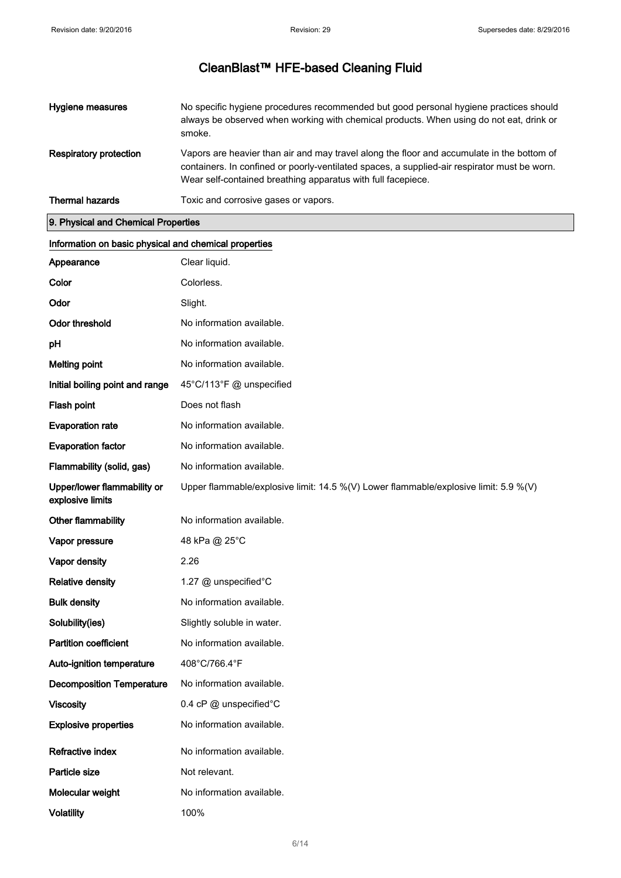| | |
|---|---|
| **Hygiene measures** | No specific hygiene procedures recommended but good personal hygiene practices should always be observed when working with chemical products. When using do not eat, drink or smoke. |
| **Respiratory protection** | Vapors are heavier than air and may travel along the floor and accumulate in the bottom of containers. In confined or poorly-ventilated spaces, a supplied-air respirator must be worn. Wear self-contained breathing apparatus with full facepiece. |
| **Thermal hazards** | Toxic and corrosive gases or vapors. |

## 9. Physical and Chemical Properties

### Information on basic physical and chemical properties

| | |
|---|---|
| **Appearance** | Clear liquid. |
| **Color** | Colorless. |
| **Odor** | Slight. |
| **Odor threshold** | No information available. |
| **pH** | No information available. |
| **Melting point** | No information available. |
| **Initial boiling point and range** | 45°C/113°F @ unspecified |
| **Flash point** | Does not flash |
| **Evaporation rate** | No information available. |
| **Evaporation factor** | No information available. |
| **Flammability (solid, gas)** | No information available. |
| **Upper/lower flammability or explosive limits** | Upper flammable/explosive limit: 14.5 %(V) Lower flammable/explosive limit: 5.9 %(V) |
| **Other flammability** | No information available. |
| **Vapor pressure** | 48 kPa @ 25°C |
| **Vapor density** | 2.26 |
| **Relative density** | 1.27 @ unspecified°C |
| **Bulk density** | No information available. |
| **Solubility(ies)** | Slightly soluble in water. |
| **Partition coefficient** | No information available. |
| **Auto-ignition temperature** | 408°C/766.4°F |
| **Decomposition Temperature** | No information available. |
| **Viscosity** | 0.4 cP @ unspecified°C |
| **Explosive properties** | No information available. |
| **Refractive index** | No information available. |
| **Particle size** | Not relevant. |
| **Molecular weight** | No information available. |
| **Volatility** | 100% |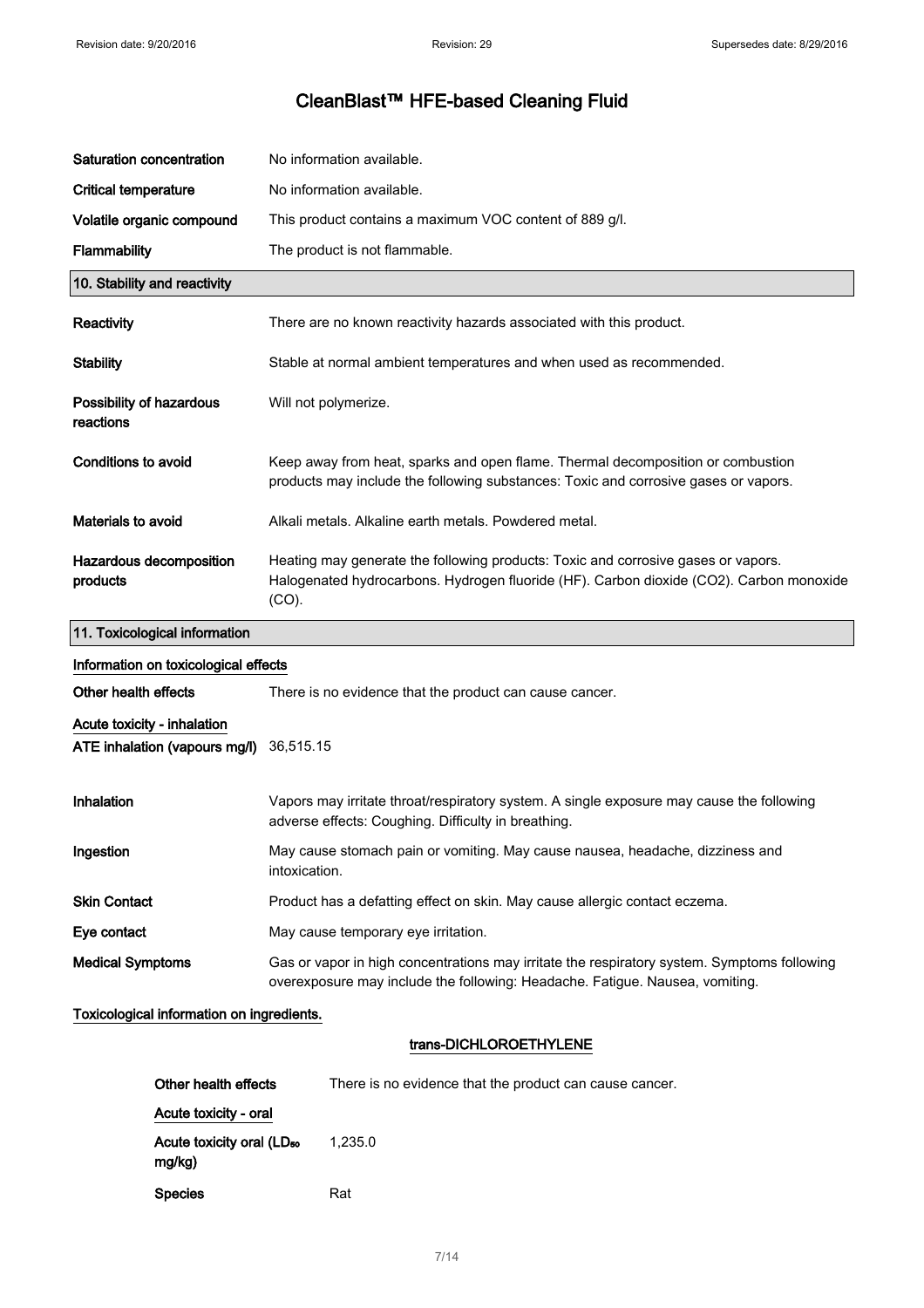# CleanBlast™ HFE-based Cleaning Fluid

| | |
|---|---|
| **Saturation concentration** | No information available. |
| **Critical temperature** | No information available. |
| **Volatile organic compound** | This product contains a maximum VOC content of 889 g/l. |
| **Flammability** | The product is not flammable. |

## 10. Stability and reactivity

| | |
|---|---|
| **Reactivity** | There are no known reactivity hazards associated with this product. |
| **Stability** | Stable at normal ambient temperatures and when used as recommended. |
| **Possibility of hazardous reactions** | Will not polymerize. |
| **Conditions to avoid** | Keep away from heat, sparks and open flame. Thermal decomposition or combustion products may include the following substances: Toxic and corrosive gases or vapors. |
| **Materials to avoid** | Alkali metals. Alkaline earth metals. Powdered metal. |
| **Hazardous decomposition products** | Heating may generate the following products: Toxic and corrosive gases or vapors. Halogenated hydrocarbons. Hydrogen fluoride (HF). Carbon dioxide ($CO_2$). Carbon monoxide (CO). |

## 11. Toxicological information

**Information on toxicological effects**

| | |
|---|---|
| **Other health effects** | There is no evidence that the product can cause cancer. |

**Acute toxicity - inhalation**

| | |
|---|---|
| **ATE inhalation (vapours mg/l)** | 36,515.15 |
| **Inhalation** | Vapors may irritate throat/respiratory system. A single exposure may cause the following adverse effects: Coughing. Difficulty in breathing. |
| **Ingestion** | May cause stomach pain or vomiting. May cause nausea, headache, dizziness and intoxication. |
| **Skin Contact** | Product has a defatting effect on skin. May cause allergic contact eczema. |
| **Eye contact** | May cause temporary eye irritation. |
| **Medical Symptoms** | Gas or vapor in high concentrations may irritate the respiratory system. Symptoms following overexposure may include the following: Headache. Fatigue. Nausea, vomiting. |

**Toxicological information on ingredients.**

**trans-DICHLOROETHYLENE**

| | |
|---|---|
| **Other health effects** | There is no evidence that the product can cause cancer. |

**Acute toxicity - oral**

| | |
|---|---|
| **Acute toxicity oral ($LD_{50}$ mg/kg)** | 1,235.0 |
| **Species** | Rat |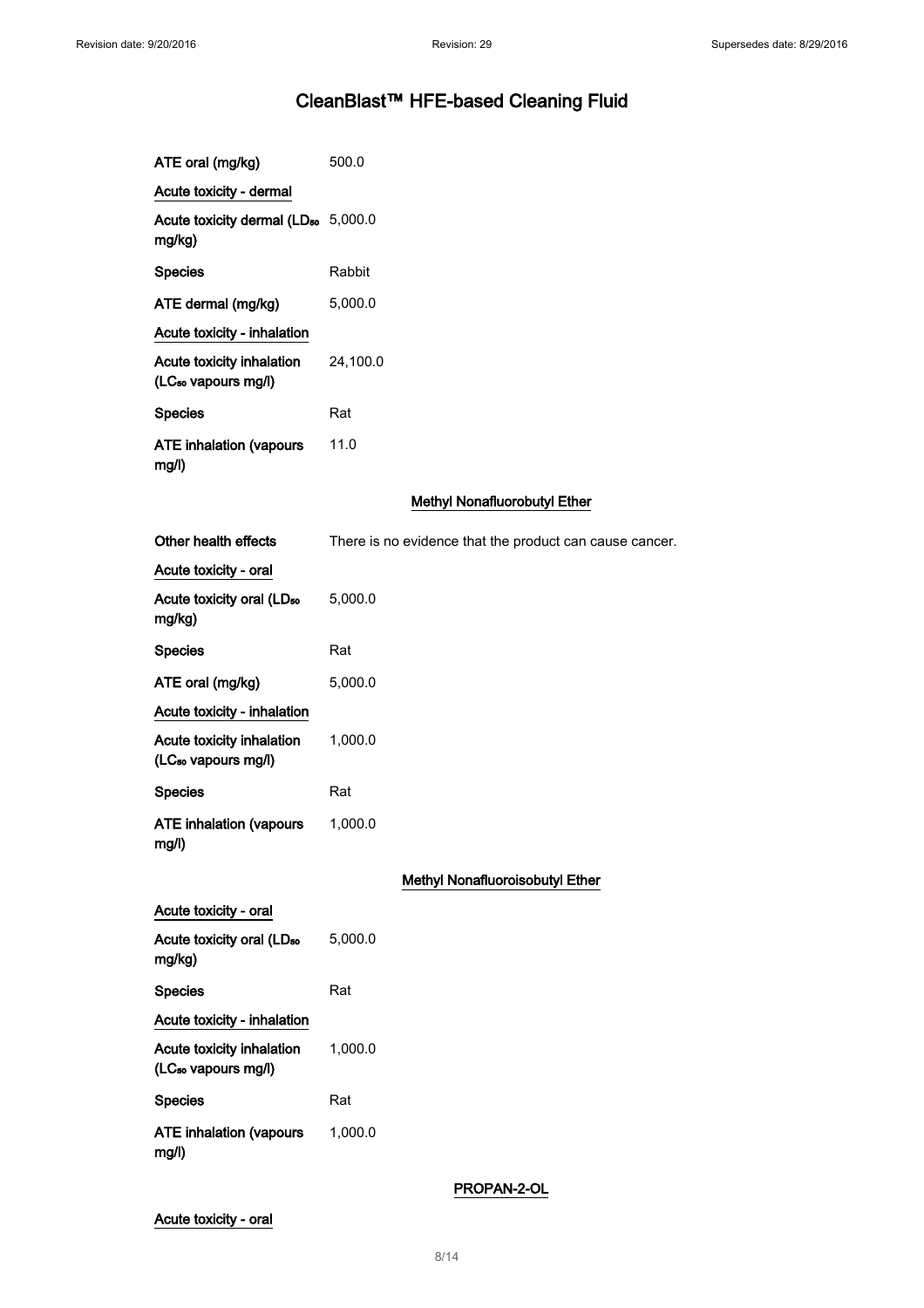# CleanBlast™ HFE-based Cleaning Fluid

| | |
|---|---|
| ATE oral (mg/kg) | 500.0 |

<u>Acute toxicity - dermal</u>

| | |
|---|---|
| Acute toxicity dermal ($LD_{50}$ mg/kg) | 5,000.0 |
| Species | Rabbit |
| ATE dermal (mg/kg) | 5,000.0 |

<u>Acute toxicity - inhalation</u>

| | |
|---|---|
| Acute toxicity inhalation ($LC_{50}$ vapours mg/l) | 24,100.0 |
| Species | Rat |
| ATE inhalation (vapours mg/l) | 11.0 |

### Methyl Nonafluorobutyl Ether

| | |
|---|---|
| Other health effects | There is no evidence that the product can cause cancer. |

<u>Acute toxicity - oral</u>

| | |
|---|---|
| Acute toxicity oral ($LD_{50}$ mg/kg) | 5,000.0 |
| Species | Rat |
| ATE oral (mg/kg) | 5,000.0 |

<u>Acute toxicity - inhalation</u>

| | |
|---|---|
| Acute toxicity inhalation ($LC_{50}$ vapours mg/l) | 1,000.0 |
| Species | Rat |
| ATE inhalation (vapours mg/l) | 1,000.0 |

### Methyl Nonafluoroisobutyl Ether

<u>Acute toxicity - oral</u>

| | |
|---|---|
| Acute toxicity oral ($LD_{50}$ mg/kg) | 5,000.0 |
| Species | Rat |

<u>Acute toxicity - inhalation</u>

| | |
|---|---|
| Acute toxicity inhalation ($LC_{50}$ vapours mg/l) | 1,000.0 |
| Species | Rat |
| ATE inhalation (vapours mg/l) | 1,000.0 |

### PROPAN-2-OL

<u>Acute toxicity - oral</u>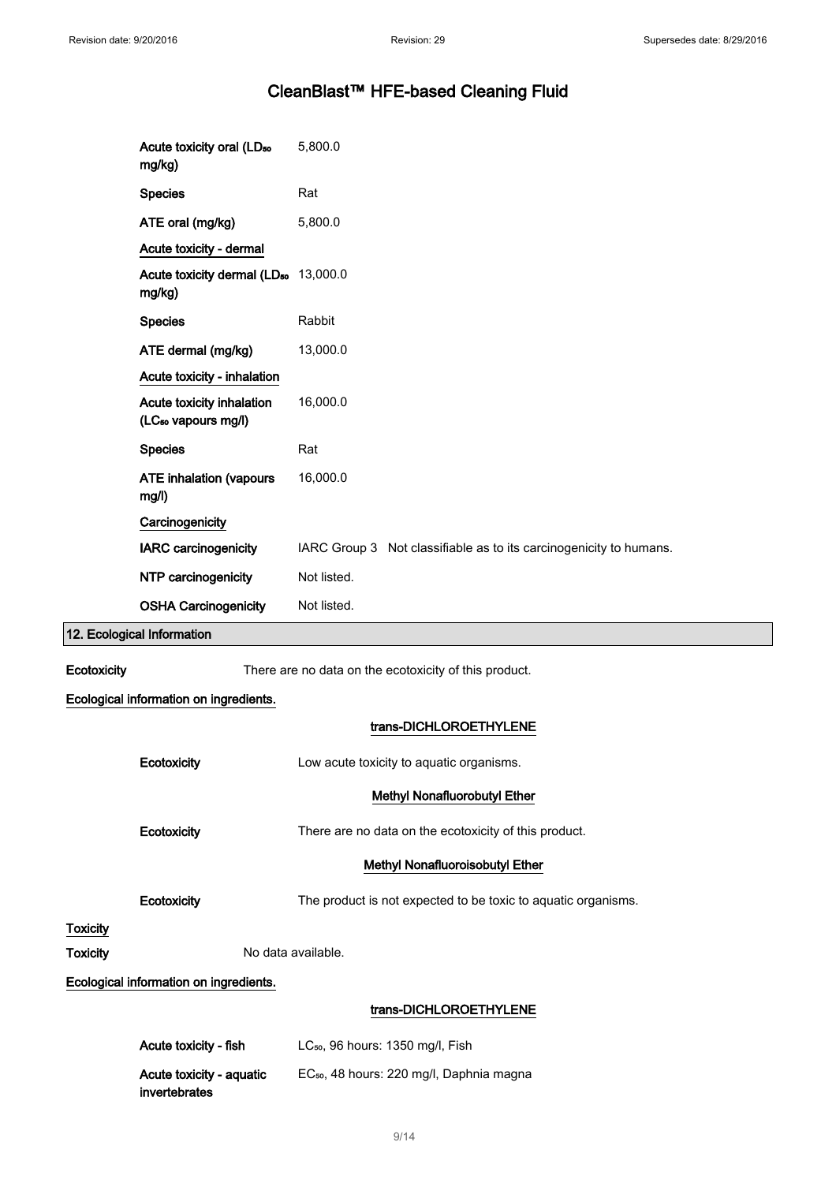| | |
|---|---|
| Acute toxicity oral ($LD_{50}$ mg/kg) | 5,800.0 |
| Species | Rat |
| ATE oral (mg/kg) | 5,800.0 |

**Acute toxicity - dermal**

| | |
|---|---|
| Acute toxicity dermal ($LD_{50}$ mg/kg) | 13,000.0 |
| Species | Rabbit |
| ATE dermal (mg/kg) | 13,000.0 |

**Acute toxicity - inhalation**

| | |
|---|---|
| Acute toxicity inhalation ($LC_{50}$ vapours mg/l) | 16,000.0 |
| Species | Rat |
| ATE inhalation (vapours mg/l) | 16,000.0 |

**Carcinogenicity**

| | |
|---|---|
| IARC carcinogenicity | IARC Group 3 Not classifiable as to its carcinogenicity to humans. |
| NTP carcinogenicity | Not listed. |
| OSHA Carcinogenicity | Not listed. |

## 12. Ecological Information

**Ecotoxicity** There are no data on the ecotoxicity of this product.

**Ecological information on ingredients.**

**trans-DICHLOROETHYLENE**

**Ecotoxicity** Low acute toxicity to aquatic organisms.

**Methyl Nonafluorobutyl Ether**

**Ecotoxicity** There are no data on the ecotoxicity of this product.

**Methyl Nonafluoroisobutyl Ether**

**Ecotoxicity** The product is not expected to be toxic to aquatic organisms.

**Toxicity**

**Toxicity** No data available.

**Ecological information on ingredients.**

**trans-DICHLOROETHYLENE**

| | |
|---|---|
| Acute toxicity - fish | $LC_{50}$, 96 hours: 1350 mg/l, Fish |
| Acute toxicity - aquatic invertebrates | $EC_{50}$, 48 hours: 220 mg/l, Daphnia magna |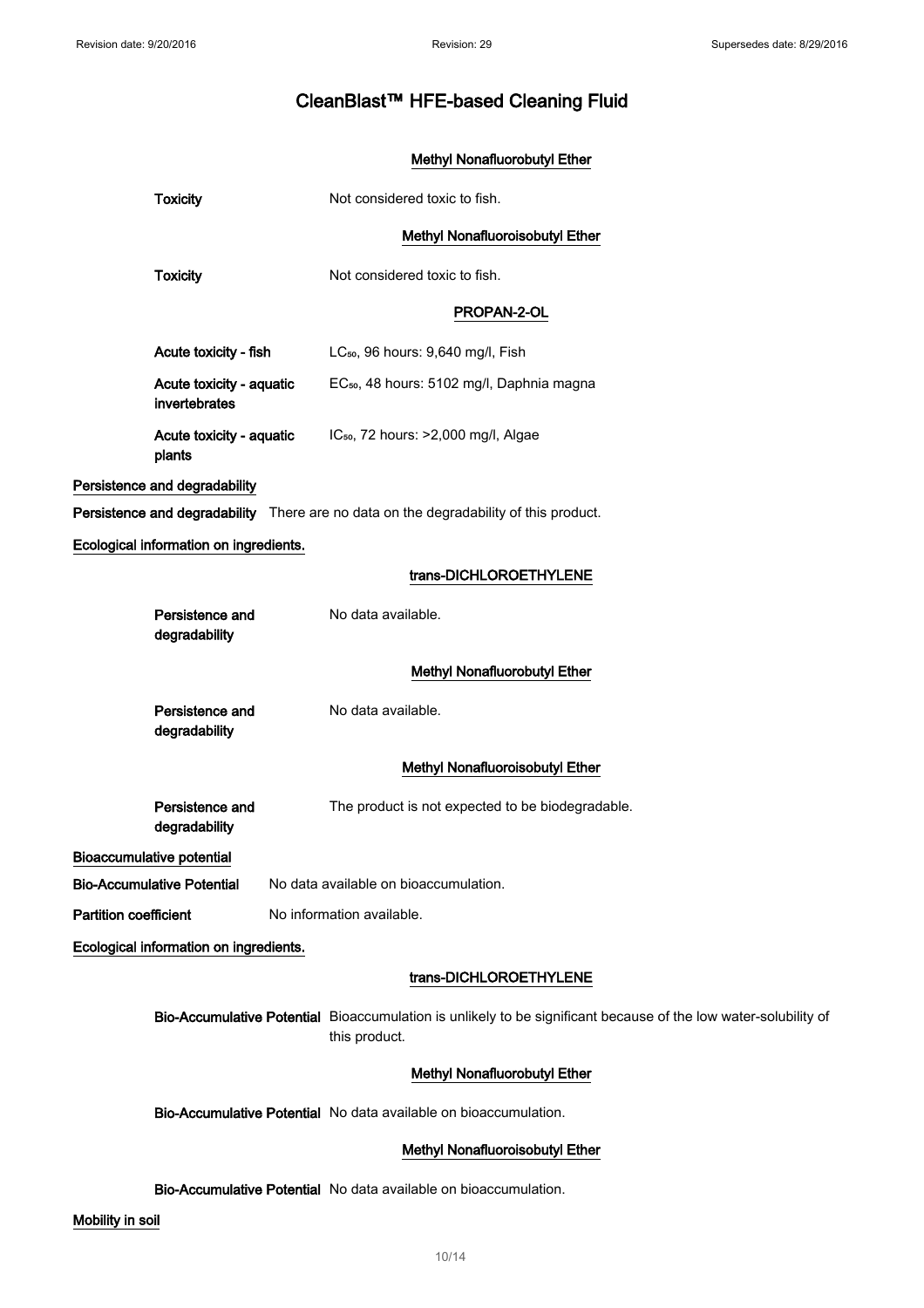# CleanBlast™ HFE-based Cleaning Fluid

**Methyl Nonafluorobutyl Ether**

**Toxicity** Not considered toxic to fish.

**Methyl Nonafluoroisobutyl Ether**

**Toxicity** Not considered toxic to fish.

**PROPAN-2-OL**

**Acute toxicity - fish** $LC_{50}$, 96 hours: 9,640 mg/l, Fish

**Acute toxicity - aquatic invertebrates** $EC_{50}$, 48 hours: 5102 mg/l, Daphnia magna

**Acute toxicity - aquatic plants** $IC_{50}$, 72 hours: >2,000 mg/l, Algae

## Persistence and degradability

**Persistence and degradability** There are no data on the degradability of this product.

**Ecological information on ingredients.**

**trans-DICHLOROETHYLENE**

**Persistence and degradability** No data available.

**Methyl Nonafluorobutyl Ether**

**Persistence and degradability** No data available.

**Methyl Nonafluoroisobutyl Ether**

**Persistence and degradability** The product is not expected to be biodegradable.

## Bioaccumulative potential

**Bio-Accumulative Potential** No data available on bioaccumulation.

**Partition coefficient** No information available.

**Ecological information on ingredients.**

**trans-DICHLOROETHYLENE**

**Bio-Accumulative Potential** Bioaccumulation is unlikely to be significant because of the low water-solubility of this product.

**Methyl Nonafluorobutyl Ether**

**Bio-Accumulative Potential** No data available on bioaccumulation.

**Methyl Nonafluoroisobutyl Ether**

**Bio-Accumulative Potential** No data available on bioaccumulation.

## Mobility in soil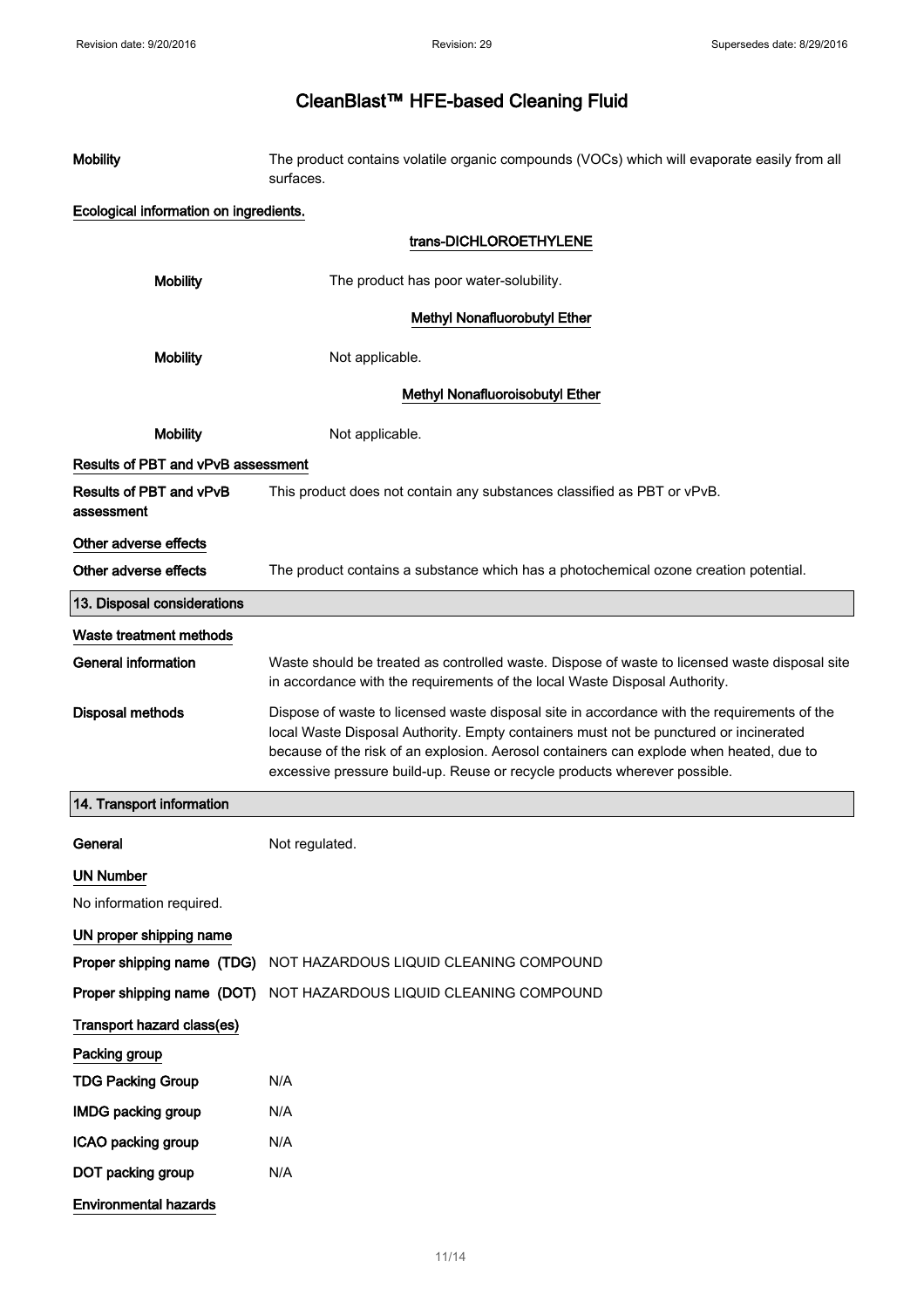**Mobility** The product contains volatile organic compounds (VOCs) which will evaporate easily from all surfaces.

**Ecological information on ingredients.**

**trans-DICHLOROETHYLENE**

**Mobility** The product has poor water-solubility.

**Methyl Nonafluorobutyl Ether**

**Mobility** Not applicable.

**Methyl Nonafluoroisobutyl Ether**

**Mobility** Not applicable.

**Results of PBT and vPvB assessment**

**Results of PBT and vPvB assessment** This product does not contain any substances classified as PBT or vPvB.

**Other adverse effects**

**Other adverse effects** The product contains a substance which has a photochemical ozone creation potential.

## 13. Disposal considerations

**Waste treatment methods**

**General information** Waste should be treated as controlled waste. Dispose of waste to licensed waste disposal site in accordance with the requirements of the local Waste Disposal Authority.

**Disposal methods** Dispose of waste to licensed waste disposal site in accordance with the requirements of the local Waste Disposal Authority. Empty containers must not be punctured or incinerated because of the risk of an explosion. Aerosol containers can explode when heated, due to excessive pressure build-up. Reuse or recycle products wherever possible.

## 14. Transport information

**General** Not regulated.

**UN Number**

No information required.

**UN proper shipping name**

**Proper shipping name (TDG)** NOT HAZARDOUS LIQUID CLEANING COMPOUND

**Proper shipping name (DOT)** NOT HAZARDOUS LIQUID CLEANING COMPOUND

**Transport hazard class(es)**

**Packing group**

**TDG Packing Group** N/A

**IMDG packing group** N/A

**ICAO packing group** N/A

**DOT packing group** N/A

**Environmental hazards**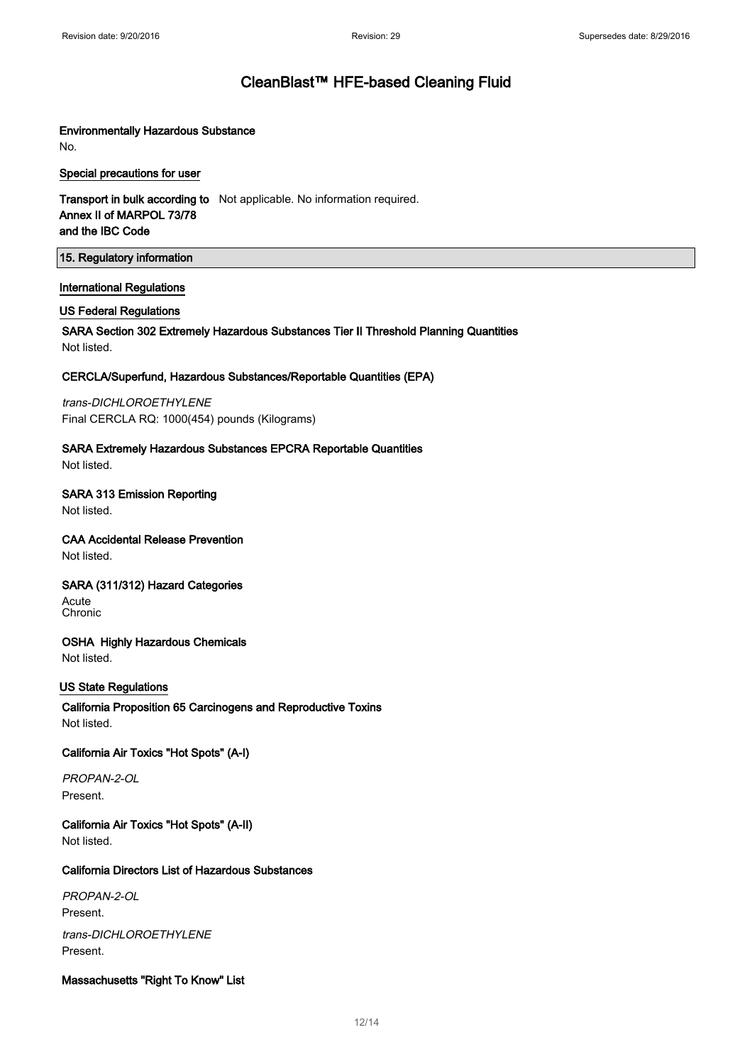# CleanBlast™ HFE-based Cleaning Fluid

**Environmentally Hazardous Substance**

No.

**Special precautions for user**

**Transport in bulk according to Annex II of MARPOL 73/78 and the IBC Code** Not applicable. No information required.

## 15. Regulatory information

**International Regulations**

**US Federal Regulations**

**SARA Section 302 Extremely Hazardous Substances Tier II Threshold Planning Quantities**

Not listed.

**CERCLA/Superfund, Hazardous Substances/Reportable Quantities (EPA)**

*trans-DICHLOROETHYLENE*

Final CERCLA RQ: 1000(454) pounds (Kilograms)

**SARA Extremely Hazardous Substances EPCRA Reportable Quantities**

Not listed.

**SARA 313 Emission Reporting**

Not listed.

**CAA Accidental Release Prevention**

Not listed.

**SARA (311/312) Hazard Categories**

Acute
Chronic

**OSHA Highly Hazardous Chemicals**

Not listed.

**US State Regulations**

**California Proposition 65 Carcinogens and Reproductive Toxins**

Not listed.

**California Air Toxics "Hot Spots" (A-I)**

*PROPAN-2-OL*

Present.

**California Air Toxics "Hot Spots" (A-II)**

Not listed.

**California Directors List of Hazardous Substances**

*PROPAN-2-OL*

Present.

*trans-DICHLOROETHYLENE*

Present.

**Massachusetts "Right To Know" List**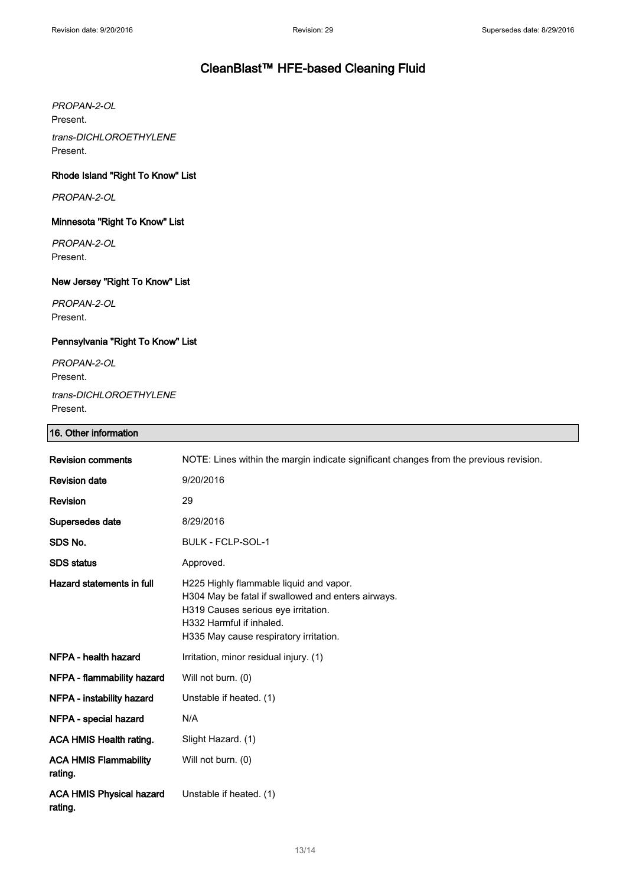*PROPAN-2-OL*
Present.

*trans-DICHLOROETHYLENE*
Present.

#### Rhode Island "Right To Know" List

*PROPAN-2-OL*

#### Minnesota "Right To Know" List

*PROPAN-2-OL*
Present.

#### New Jersey "Right To Know" List

*PROPAN-2-OL*
Present.

#### Pennsylvania "Right To Know" List

*PROPAN-2-OL*
Present.

*trans-DICHLOROETHYLENE*
Present.

## 16. Other information

| | |
|---|---|
| **Revision comments** | NOTE: Lines within the margin indicate significant changes from the previous revision. |
| **Revision date** | 9/20/2016 |
| **Revision** | 29 |
| **Supersedes date** | 8/29/2016 |
| **SDS No.** | BULK - FCLP-SOL-1 |
| **SDS status** | Approved. |
| **Hazard statements in full** | H225 Highly flammable liquid and vapor.<br>H304 May be fatal if swallowed and enters airways.<br>H319 Causes serious eye irritation.<br>H332 Harmful if inhaled.<br>H335 May cause respiratory irritation. |
| **NFPA - health hazard** | Irritation, minor residual injury. (1) |
| **NFPA - flammability hazard** | Will not burn. (0) |
| **NFPA - instability hazard** | Unstable if heated. (1) |
| **NFPA - special hazard** | N/A |
| **ACA HMIS Health rating.** | Slight Hazard. (1) |
| **ACA HMIS Flammability rating.** | Will not burn. (0) |
| **ACA HMIS Physical hazard rating.** | Unstable if heated. (1) |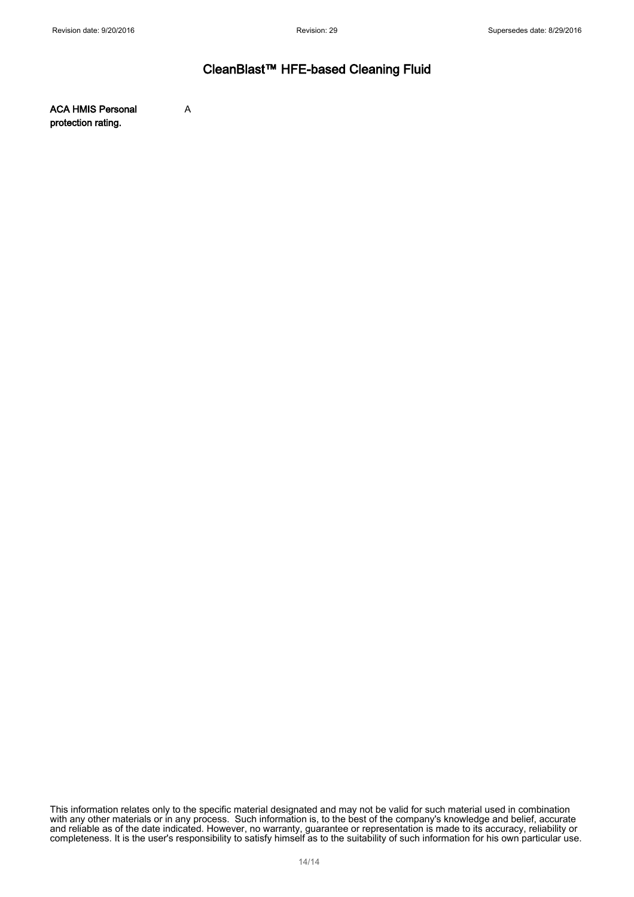**ACA HMIS Personal protection rating.** A

This information relates only to the specific material designated and may not be valid for such material used in combination with any other materials or in any process. Such information is, to the best of the company's knowledge and belief, accurate and reliable as of the date indicated. However, no warranty, guarantee or representation is made to its accuracy, reliability or completeness. It is the user's responsibility to satisfy himself as to the suitability of such information for his own particular use.